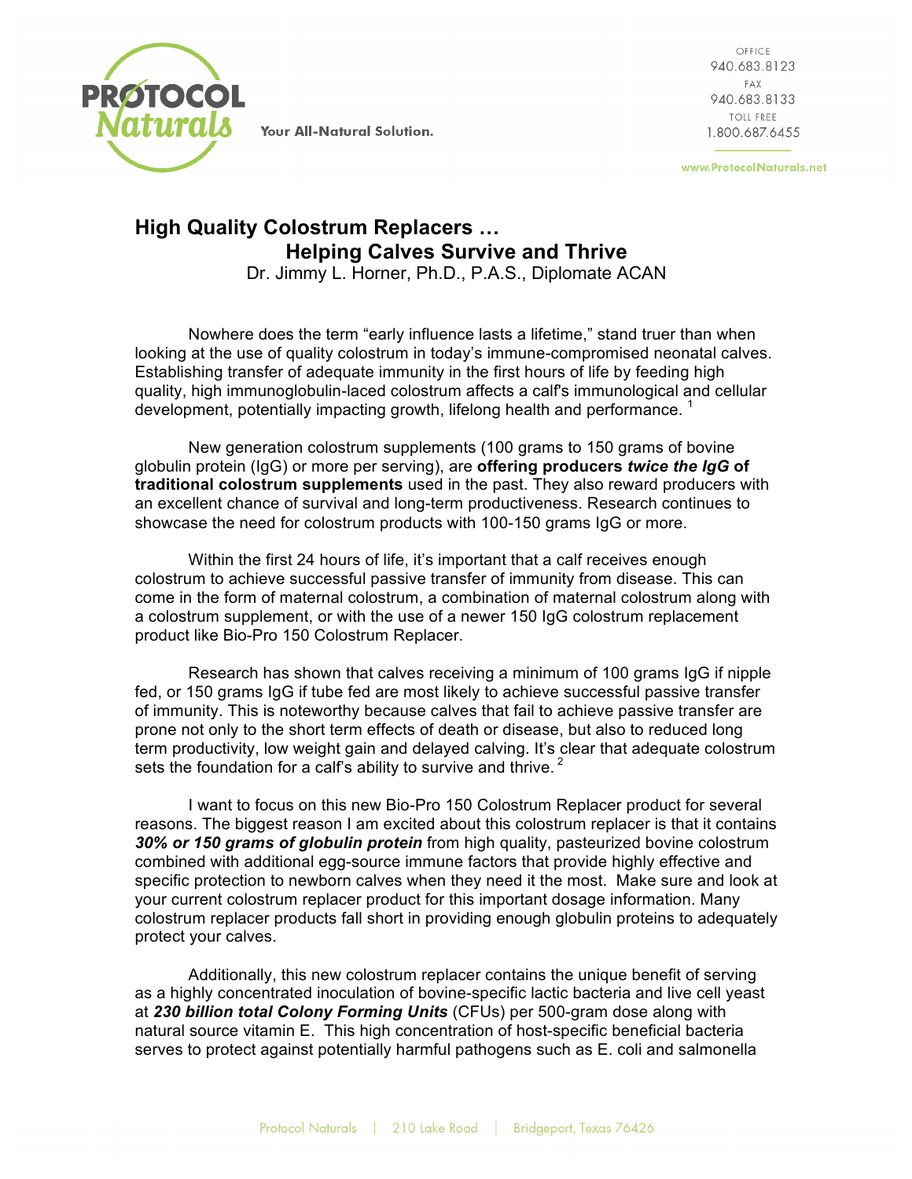# High Quality Colostrum Replacers …
## Helping Calves Survive and Thrive

Dr. Jimmy L. Horner, Ph.D., P.A.S., Diplomate ACAN

Nowhere does the term "early influence lasts a lifetime," stand truer than when looking at the use of quality colostrum in today's immune-compromised neonatal calves. Establishing transfer of adequate immunity in the first hours of life by feeding high quality, high immunoglobulin-laced colostrum affects a calf's immunological and cellular development, potentially impacting growth, lifelong health and performance. [1]

New generation colostrum supplements (100 grams to 150 grams of bovine globulin protein (IgG) or more per serving), are **offering producers *twice the IgG* of traditional colostrum supplements** used in the past. They also reward producers with an excellent chance of survival and long-term productiveness. Research continues to showcase the need for colostrum products with 100-150 grams IgG or more.

Within the first 24 hours of life, it's important that a calf receives enough colostrum to achieve successful passive transfer of immunity from disease. This can come in the form of maternal colostrum, a combination of maternal colostrum along with a colostrum supplement, or with the use of a newer 150 IgG colostrum replacement product like Bio-Pro 150 Colostrum Replacer.

Research has shown that calves receiving a minimum of 100 grams IgG if nipple fed, or 150 grams IgG if tube fed are most likely to achieve successful passive transfer of immunity. This is noteworthy because calves that fail to achieve passive transfer are prone not only to the short term effects of death or disease, but also to reduced long term productivity, low weight gain and delayed calving. It's clear that adequate colostrum sets the foundation for a calf's ability to survive and thrive. [2]

I want to focus on this new Bio-Pro 150 Colostrum Replacer product for several reasons. The biggest reason I am excited about this colostrum replacer is that it contains ***30% or 150 grams of globulin protein*** from high quality, pasteurized bovine colostrum combined with additional egg-source immune factors that provide highly effective and specific protection to newborn calves when they need it the most. Make sure and look at your current colostrum replacer product for this important dosage information. Many colostrum replacer products fall short in providing enough globulin proteins to adequately protect your calves.

Additionally, this new colostrum replacer contains the unique benefit of serving as a highly concentrated inoculation of bovine-specific lactic bacteria and live cell yeast at ***230 billion total Colony Forming Units*** (CFUs) per 500-gram dose along with natural source vitamin E. This high concentration of host-specific beneficial bacteria serves to protect against potentially harmful pathogens such as E. coli and salmonella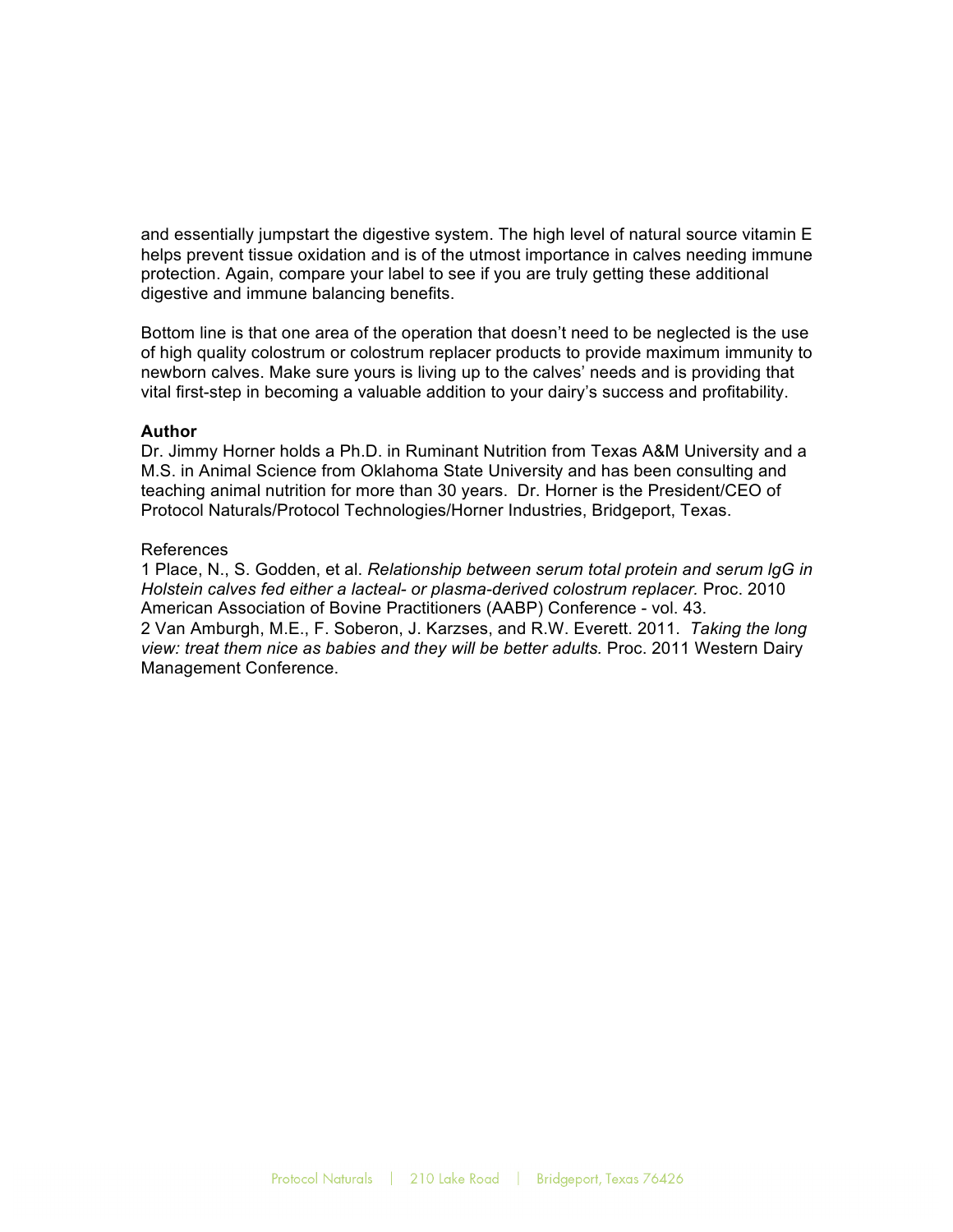and essentially jumpstart the digestive system. The high level of natural source vitamin E helps prevent tissue oxidation and is of the utmost importance in calves needing immune protection. Again, compare your label to see if you are truly getting these additional digestive and immune balancing benefits.

Bottom line is that one area of the operation that doesn't need to be neglected is the use of high quality colostrum or colostrum replacer products to provide maximum immunity to newborn calves. Make sure yours is living up to the calves' needs and is providing that vital first-step in becoming a valuable addition to your dairy's success and profitability.

**Author**

Dr. Jimmy Horner holds a Ph.D. in Ruminant Nutrition from Texas A&M University and a M.S. in Animal Science from Oklahoma State University and has been consulting and teaching animal nutrition for more than 30 years. Dr. Horner is the President/CEO of Protocol Naturals/Protocol Technologies/Horner Industries, Bridgeport, Texas.

References

1 Place, N., S. Godden, et al. *Relationship between serum total protein and serum IgG in Holstein calves fed either a lacteal- or plasma-derived colostrum replacer.* Proc. 2010 American Association of Bovine Practitioners (AABP) Conference - vol. 43.

2 Van Amburgh, M.E., F. Soberon, J. Karzses, and R.W. Everett. 2011. *Taking the long view: treat them nice as babies and they will be better adults.* Proc. 2011 Western Dairy Management Conference.

Protocol Naturals | 210 Lake Road | Bridgeport, Texas 76426